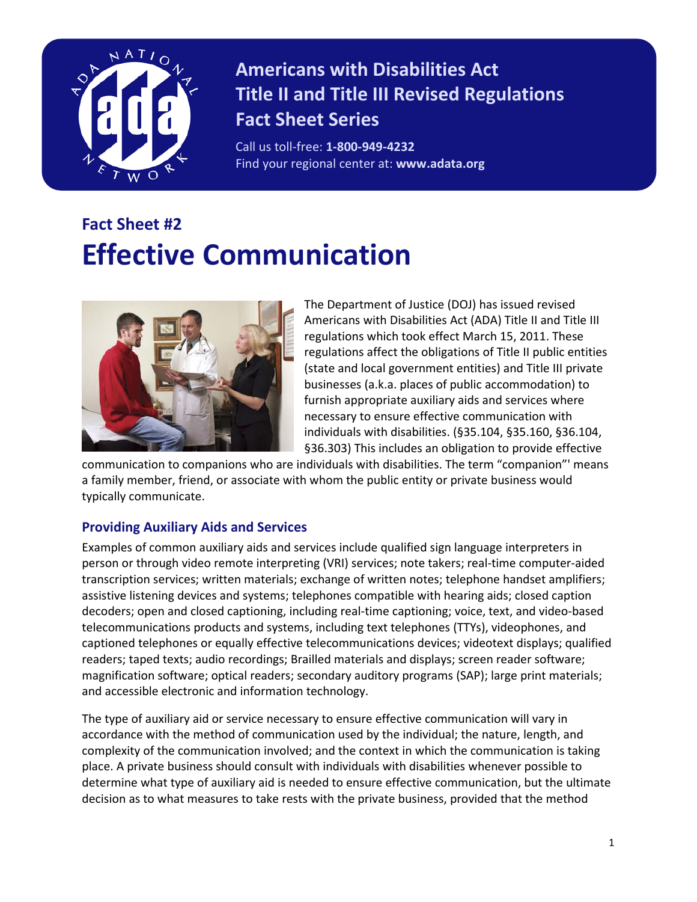# Americans with Disabilities Act Title II and Title III Revised Regulations Fact Sheet Series

Call us toll-free: **1-800-949-4232**
Find your regional center at: **www.adata.org**

## Fact Sheet #2

# Effective Communication

The Department of Justice (DOJ) has issued revised Americans with Disabilities Act (ADA) Title II and Title III regulations which took effect March 15, 2011. These regulations affect the obligations of Title II public entities (state and local government entities) and Title III private businesses (a.k.a. places of public accommodation) to furnish appropriate auxiliary aids and services where necessary to ensure effective communication with individuals with disabilities. (§35.104, §35.160, §36.104, §36.303) This includes an obligation to provide effective communication to companions who are individuals with disabilities. The term "companion"' means a family member, friend, or associate with whom the public entity or private business would typically communicate.

### Providing Auxiliary Aids and Services

Examples of common auxiliary aids and services include qualified sign language interpreters in person or through video remote interpreting (VRI) services; note takers; real-time computer-aided transcription services; written materials; exchange of written notes; telephone handset amplifiers; assistive listening devices and systems; telephones compatible with hearing aids; closed caption decoders; open and closed captioning, including real-time captioning; voice, text, and video-based telecommunications products and systems, including text telephones (TTYs), videophones, and captioned telephones or equally effective telecommunications devices; videotext displays; qualified readers; taped texts; audio recordings; Brailled materials and displays; screen reader software; magnification software; optical readers; secondary auditory programs (SAP); large print materials; and accessible electronic and information technology.

The type of auxiliary aid or service necessary to ensure effective communication will vary in accordance with the method of communication used by the individual; the nature, length, and complexity of the communication involved; and the context in which the communication is taking place. A private business should consult with individuals with disabilities whenever possible to determine what type of auxiliary aid is needed to ensure effective communication, but the ultimate decision as to what measures to take rests with the private business, provided that the method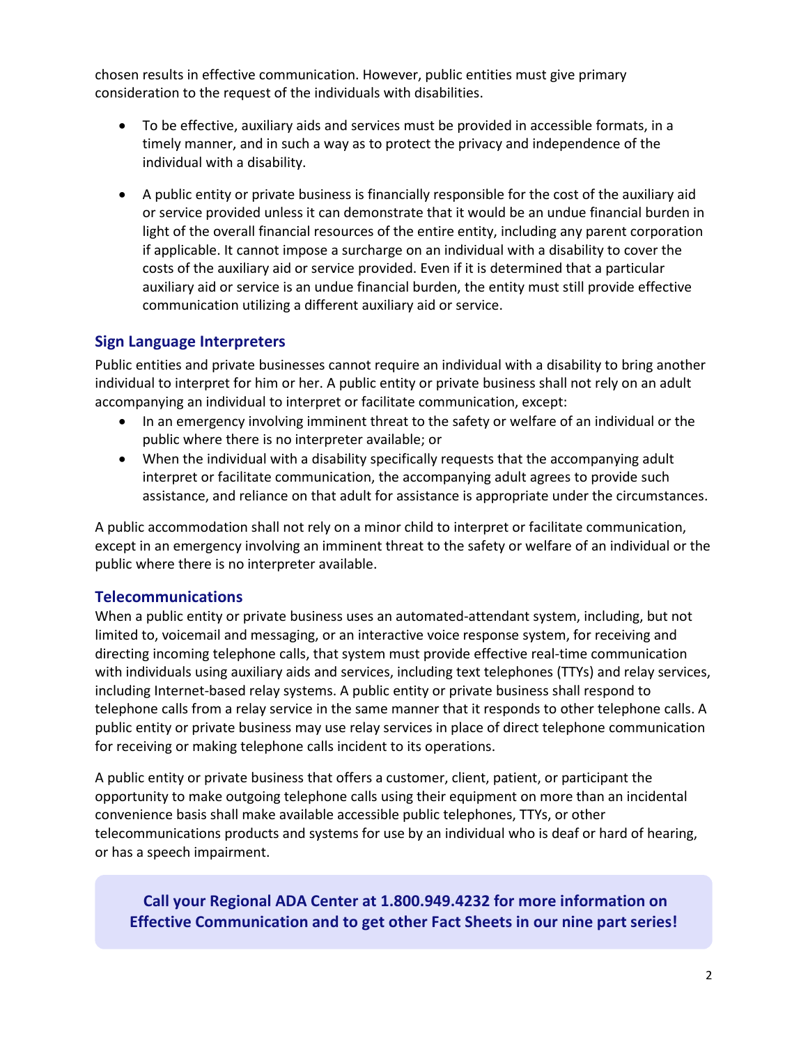chosen results in effective communication. However, public entities must give primary consideration to the request of the individuals with disabilities.

- To be effective, auxiliary aids and services must be provided in accessible formats, in a timely manner, and in such a way as to protect the privacy and independence of the individual with a disability.

- A public entity or private business is financially responsible for the cost of the auxiliary aid or service provided unless it can demonstrate that it would be an undue financial burden in light of the overall financial resources of the entire entity, including any parent corporation if applicable. It cannot impose a surcharge on an individual with a disability to cover the costs of the auxiliary aid or service provided. Even if it is determined that a particular auxiliary aid or service is an undue financial burden, the entity must still provide effective communication utilizing a different auxiliary aid or service.

## Sign Language Interpreters

Public entities and private businesses cannot require an individual with a disability to bring another individual to interpret for him or her. A public entity or private business shall not rely on an adult accompanying an individual to interpret or facilitate communication, except:

- In an emergency involving imminent threat to the safety or welfare of an individual or the public where there is no interpreter available; or
- When the individual with a disability specifically requests that the accompanying adult interpret or facilitate communication, the accompanying adult agrees to provide such assistance, and reliance on that adult for assistance is appropriate under the circumstances.

A public accommodation shall not rely on a minor child to interpret or facilitate communication, except in an emergency involving an imminent threat to the safety or welfare of an individual or the public where there is no interpreter available.

## Telecommunications

When a public entity or private business uses an automated-attendant system, including, but not limited to, voicemail and messaging, or an interactive voice response system, for receiving and directing incoming telephone calls, that system must provide effective real-time communication with individuals using auxiliary aids and services, including text telephones (TTYs) and relay services, including Internet-based relay systems. A public entity or private business shall respond to telephone calls from a relay service in the same manner that it responds to other telephone calls. A public entity or private business may use relay services in place of direct telephone communication for receiving or making telephone calls incident to its operations.

A public entity or private business that offers a customer, client, patient, or participant the opportunity to make outgoing telephone calls using their equipment on more than an incidental convenience basis shall make available accessible public telephones, TTYs, or other telecommunications products and systems for use by an individual who is deaf or hard of hearing, or has a speech impairment.

**Call your Regional ADA Center at 1.800.949.4232 for more information on Effective Communication and to get other Fact Sheets in our nine part series!**